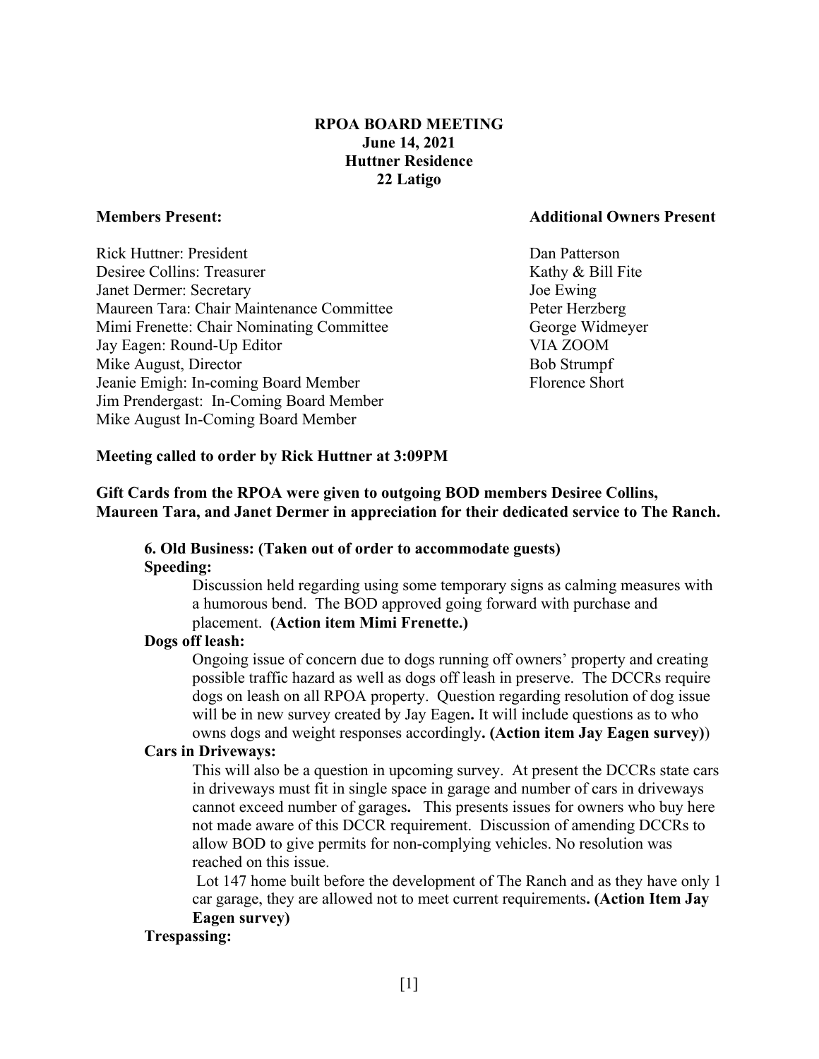**RPOA BOARD MEETING**
**June 14, 2021**
**Huttner Residence**
**22 Latigo**

**Members Present:**

Rick Huttner: President
Desiree Collins: Treasurer
Janet Dermer: Secretary
Maureen Tara: Chair Maintenance Committee
Mimi Frenette: Chair Nominating Committee
Jay Eagen: Round-Up Editor
Mike August, Director
Jeanie Emigh: In-coming Board Member
Jim Prendergast: In-Coming Board Member
Mike August In-Coming Board Member

**Additional Owners Present**

Dan Patterson
Kathy & Bill Fite
Joe Ewing
Peter Herzberg
George Widmeyer
VIA ZOOM
Bob Strumpf
Florence Short

**Meeting called to order by Rick Huttner at 3:09PM**

**Gift Cards from the RPOA were given to outgoing BOD members Desiree Collins, Maureen Tara, and Janet Dermer in appreciation for their dedicated service to The Ranch.**

**6. Old Business: (Taken out of order to accommodate guests)**

**Speeding:**

Discussion held regarding using some temporary signs as calming measures with a humorous bend. The BOD approved going forward with purchase and placement. **(Action item Mimi Frenette.)**

**Dogs off leash:**

Ongoing issue of concern due to dogs running off owners' property and creating possible traffic hazard as well as dogs off leash in preserve. The DCCRs require dogs on leash on all RPOA property. Question regarding resolution of dog issue will be in new survey created by Jay Eagen**.** It will include questions as to who owns dogs and weight responses accordingly**. (Action item Jay Eagen survey)**)

**Cars in Driveways:**

This will also be a question in upcoming survey. At present the DCCRs state cars in driveways must fit in single space in garage and number of cars in driveways cannot exceed number of garages**.** This presents issues for owners who buy here not made aware of this DCCR requirement. Discussion of amending DCCRs to allow BOD to give permits for non-complying vehicles. No resolution was reached on this issue.

Lot 147 home built before the development of The Ranch and as they have only 1 car garage, they are allowed not to meet current requirements**. (Action Item Jay Eagen survey)**

**Trespassing:**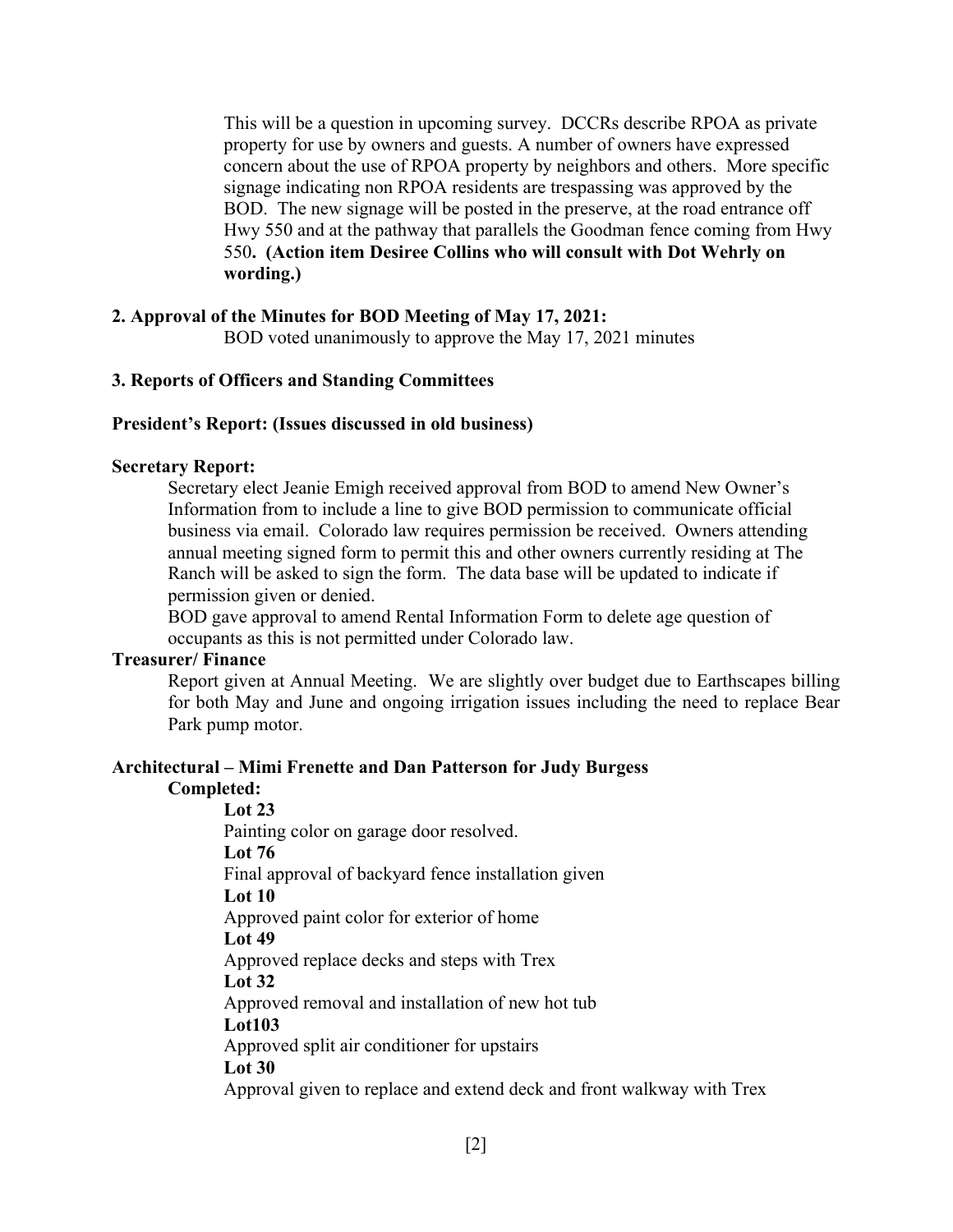This will be a question in upcoming survey. DCCRs describe RPOA as private property for use by owners and guests. A number of owners have expressed concern about the use of RPOA property by neighbors and others. More specific signage indicating non RPOA residents are trespassing was approved by the BOD. The new signage will be posted in the preserve, at the road entrance off Hwy 550 and at the pathway that parallels the Goodman fence coming from Hwy 550**. (Action item Desiree Collins who will consult with Dot Wehrly on wording.)**

**2. Approval of the Minutes for BOD Meeting of May 17, 2021:**

BOD voted unanimously to approve the May 17, 2021 minutes

**3. Reports of Officers and Standing Committees**

**President's Report: (Issues discussed in old business)**

**Secretary Report:**

Secretary elect Jeanie Emigh received approval from BOD to amend New Owner's Information from to include a line to give BOD permission to communicate official business via email. Colorado law requires permission be received. Owners attending annual meeting signed form to permit this and other owners currently residing at The Ranch will be asked to sign the form. The data base will be updated to indicate if permission given or denied.

BOD gave approval to amend Rental Information Form to delete age question of occupants as this is not permitted under Colorado law.

**Treasurer/ Finance**

Report given at Annual Meeting. We are slightly over budget due to Earthscapes billing for both May and June and ongoing irrigation issues including the need to replace Bear Park pump motor.

**Architectural – Mimi Frenette and Dan Patterson for Judy Burgess**

**Completed:**

**Lot 23**

Painting color on garage door resolved.

**Lot 76**

Final approval of backyard fence installation given

**Lot 10**

Approved paint color for exterior of home

**Lot 49**

Approved replace decks and steps with Trex

**Lot 32**

Approved removal and installation of new hot tub

**Lot103**

Approved split air conditioner for upstairs

**Lot 30**

Approval given to replace and extend deck and front walkway with Trex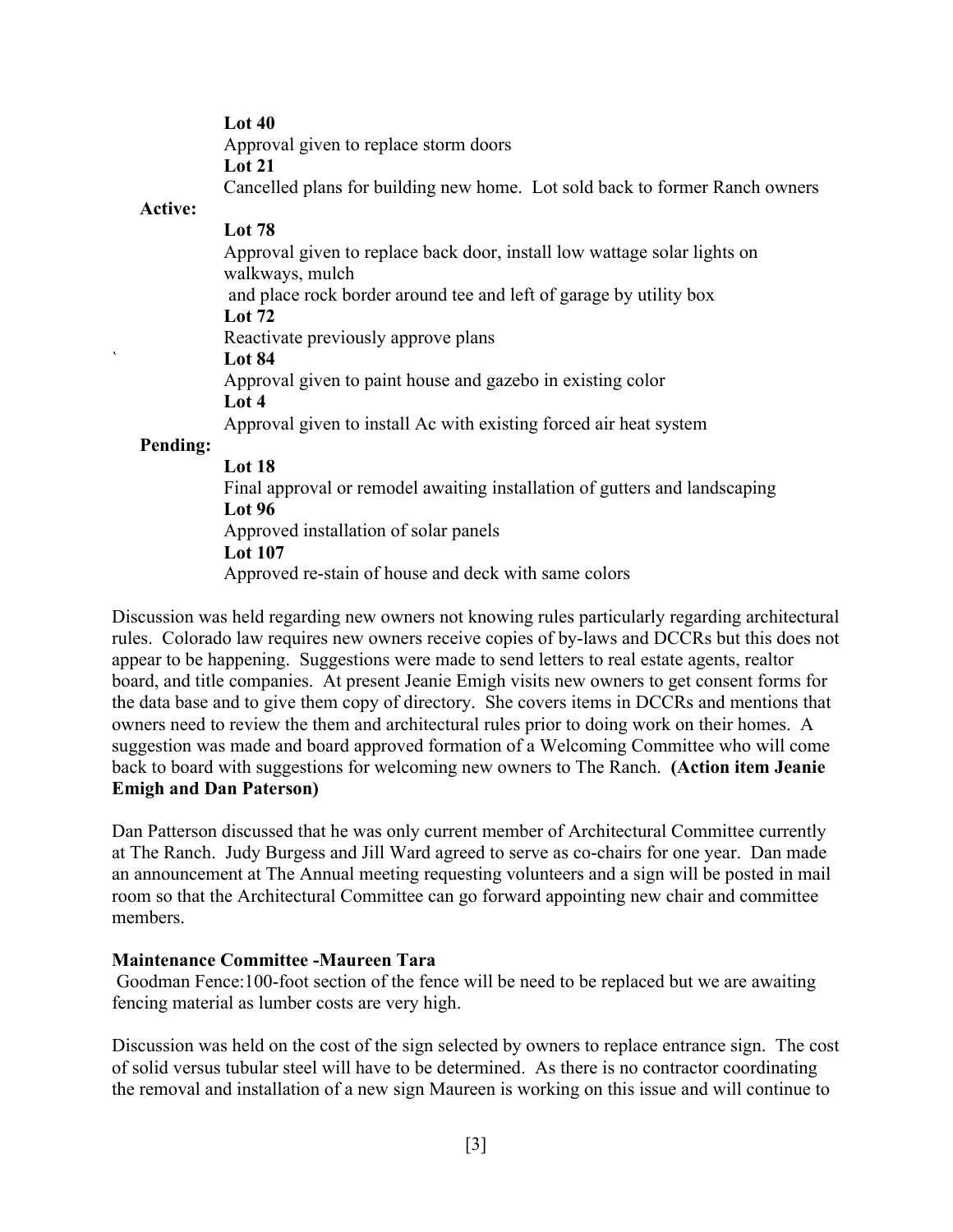**Lot 40**

Approval given to replace storm doors

**Lot 21**

Cancelled plans for building new home. Lot sold back to former Ranch owners

**Active:**

**Lot 78**

Approval given to replace back door, install low wattage solar lights on walkways, mulch and place rock border around tee and left of garage by utility box

**Lot 72**

Reactivate previously approve plans

`

**Lot 84**

Approval given to paint house and gazebo in existing color

**Lot 4**

Approval given to install Ac with existing forced air heat system

**Pending:**

**Lot 18**

Final approval or remodel awaiting installation of gutters and landscaping

**Lot 96**

Approved installation of solar panels

**Lot 107**

Approved re-stain of house and deck with same colors

Discussion was held regarding new owners not knowing rules particularly regarding architectural rules. Colorado law requires new owners receive copies of by-laws and DCCRs but this does not appear to be happening. Suggestions were made to send letters to real estate agents, realtor board, and title companies. At present Jeanie Emigh visits new owners to get consent forms for the data base and to give them copy of directory. She covers items in DCCRs and mentions that owners need to review the them and architectural rules prior to doing work on their homes. A suggestion was made and board approved formation of a Welcoming Committee who will come back to board with suggestions for welcoming new owners to The Ranch. **(Action item Jeanie Emigh and Dan Paterson)**

Dan Patterson discussed that he was only current member of Architectural Committee currently at The Ranch. Judy Burgess and Jill Ward agreed to serve as co-chairs for one year. Dan made an announcement at The Annual meeting requesting volunteers and a sign will be posted in mail room so that the Architectural Committee can go forward appointing new chair and committee members.

**Maintenance Committee -Maureen Tara**

Goodman Fence:100-foot section of the fence will be need to be replaced but we are awaiting fencing material as lumber costs are very high.

Discussion was held on the cost of the sign selected by owners to replace entrance sign. The cost of solid versus tubular steel will have to be determined. As there is no contractor coordinating the removal and installation of a new sign Maureen is working on this issue and will continue to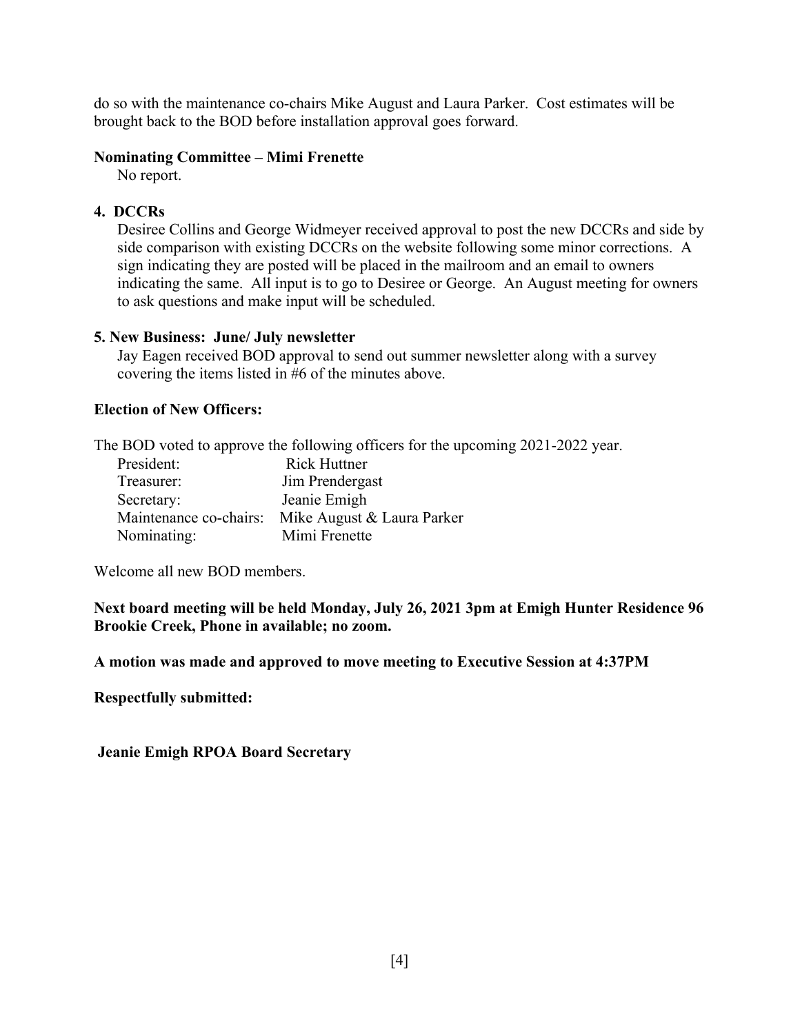do so with the maintenance co-chairs Mike August and Laura Parker. Cost estimates will be brought back to the BOD before installation approval goes forward.

**Nominating Committee – Mimi Frenette**

No report.

**4. DCCRs**

Desiree Collins and George Widmeyer received approval to post the new DCCRs and side by side comparison with existing DCCRs on the website following some minor corrections. A sign indicating they are posted will be placed in the mailroom and an email to owners indicating the same. All input is to go to Desiree or George. An August meeting for owners to ask questions and make input will be scheduled.

**5. New Business: June/ July newsletter**

Jay Eagen received BOD approval to send out summer newsletter along with a survey covering the items listed in #6 of the minutes above.

**Election of New Officers:**

The BOD voted to approve the following officers for the upcoming 2021-2022 year.

| | |
|---|---|
| President: | Rick Huttner |
| Treasurer: | Jim Prendergast |
| Secretary: | Jeanie Emigh |
| Maintenance co-chairs: | Mike August & Laura Parker |
| Nominating: | Mimi Frenette |

Welcome all new BOD members.

**Next board meeting will be held Monday, July 26, 2021 3pm at Emigh Hunter Residence 96 Brookie Creek, Phone in available; no zoom.**

**A motion was made and approved to move meeting to Executive Session at 4:37PM**

**Respectfully submitted:**

**Jeanie Emigh RPOA Board Secretary**